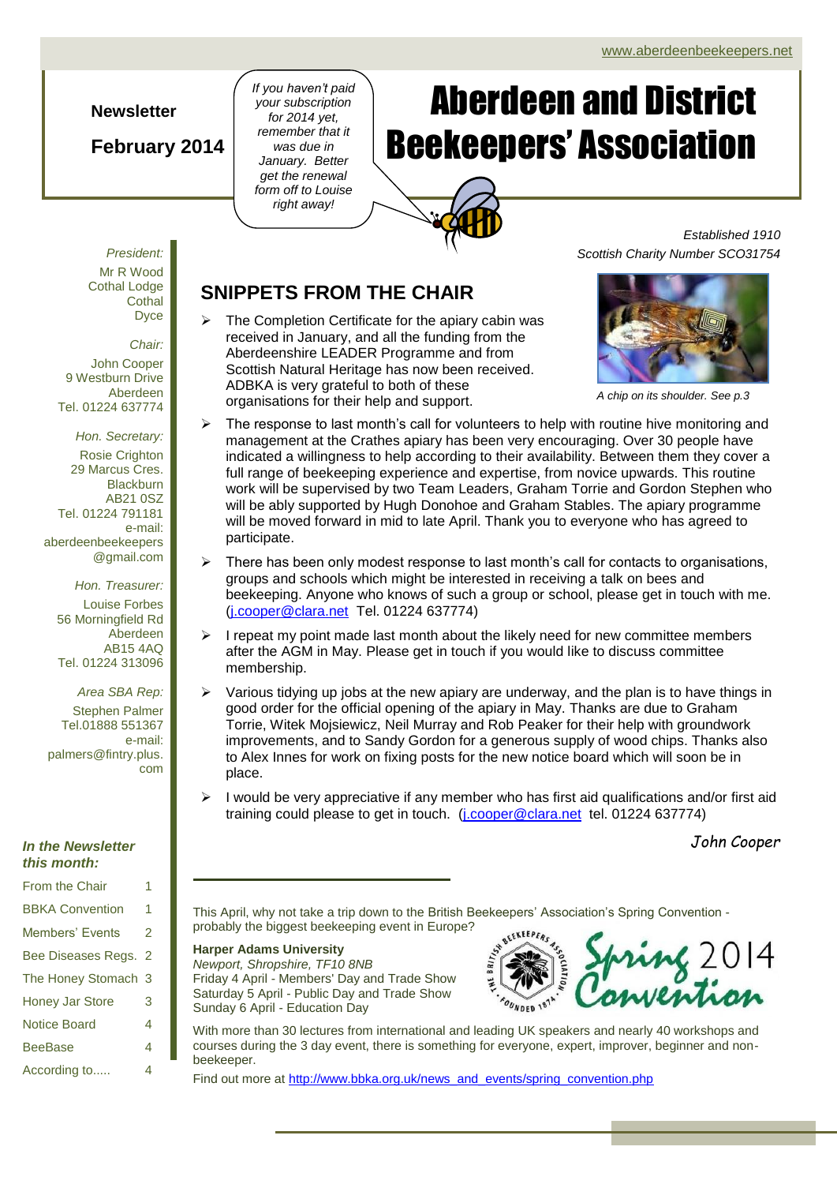www.aberdeenbeekeepers.net

**Newsletter**

**February 2014**

*If you haven't paid your subscription for 2014 yet, remember that it was due in January. Better get the renewal form off to Louise right away!*

# Aberdeen and District Beekeepers' Association

*Established 1910*
*Scottish Charity Number SCO31754*

*President:*
Mr R Wood
Cothal Lodge
Cothal
Dyce

*Chair:*
John Cooper
9 Westburn Drive
Aberdeen
Tel. 01224 637774

*Hon. Secretary:*
Rosie Crighton
29 Marcus Cres.
Blackburn
AB21 0SZ
Tel. 01224 791181
e-mail:
aberdeenbeekeepers@gmail.com

*Hon. Treasurer:*
Louise Forbes
56 Morningfield Rd
Aberdeen
AB15 4AQ
Tel. 01224 313096

*Area SBA Rep:*
Stephen Palmer
Tel.01888 551367
e-mail:
palmers@fintry.plus.com

***In the Newsletter this month:***

| | |
|---|---|
| From the Chair | 1 |
| BBKA Convention | 1 |
| Members' Events | 2 |
| Bee Diseases Regs. | 2 |
| The Honey Stomach | 3 |
| Honey Jar Store | 3 |
| Notice Board | 4 |
| BeeBase | 4 |
| According to..... | 4 |

## SNIPPETS FROM THE CHAIR

*A chip on its shoulder. See p.3*

- The Completion Certificate for the apiary cabin was received in January, and all the funding from the Aberdeenshire LEADER Programme and from Scottish Natural Heritage has now been received. ADBKA is very grateful to both of these organisations for their help and support.
- The response to last month's call for volunteers to help with routine hive monitoring and management at the Crathes apiary has been very encouraging. Over 30 people have indicated a willingness to help according to their availability. Between them they cover a full range of beekeeping experience and expertise, from novice upwards. This routine work will be supervised by two Team Leaders, Graham Torrie and Gordon Stephen who will be ably supported by Hugh Donohoe and Graham Stables. The apiary programme will be moved forward in mid to late April. Thank you to everyone who has agreed to participate.
- There has been only modest response to last month's call for contacts to organisations, groups and schools which might be interested in receiving a talk on bees and beekeeping. Anyone who knows of such a group or school, please get in touch with me. (j.cooper@clara.net Tel. 01224 637774)
- I repeat my point made last month about the likely need for new committee members after the AGM in May. Please get in touch if you would like to discuss committee membership.
- Various tidying up jobs at the new apiary are underway, and the plan is to have things in good order for the official opening of the apiary in May. Thanks are due to Graham Torrie, Witek Mojsiewicz, Neil Murray and Rob Peaker for their help with groundwork improvements, and to Sandy Gordon for a generous supply of wood chips. Thanks also to Alex Innes for work on fixing posts for the new notice board which will soon be in place.
- I would be very appreciative if any member who has first aid qualifications and/or first aid training could please to get in touch. (j.cooper@clara.net tel. 01224 637774)

*John Cooper*

---

This April, why not take a trip down to the British Beekeepers' Association's Spring Convention - probably the biggest beekeeping event in Europe?

**Harper Adams University**
*Newport, Shropshire, TF10 8NB*
Friday 4 April - Members' Day and Trade Show
Saturday 5 April - Public Day and Trade Show
Sunday 6 April - Education Day

Spring 2014 Convention

With more than 30 lectures from international and leading UK speakers and nearly 40 workshops and courses during the 3 day event, there is something for everyone, expert, improver, beginner and non-beekeeper.

Find out more at http://www.bbka.org.uk/news_and_events/spring_convention.php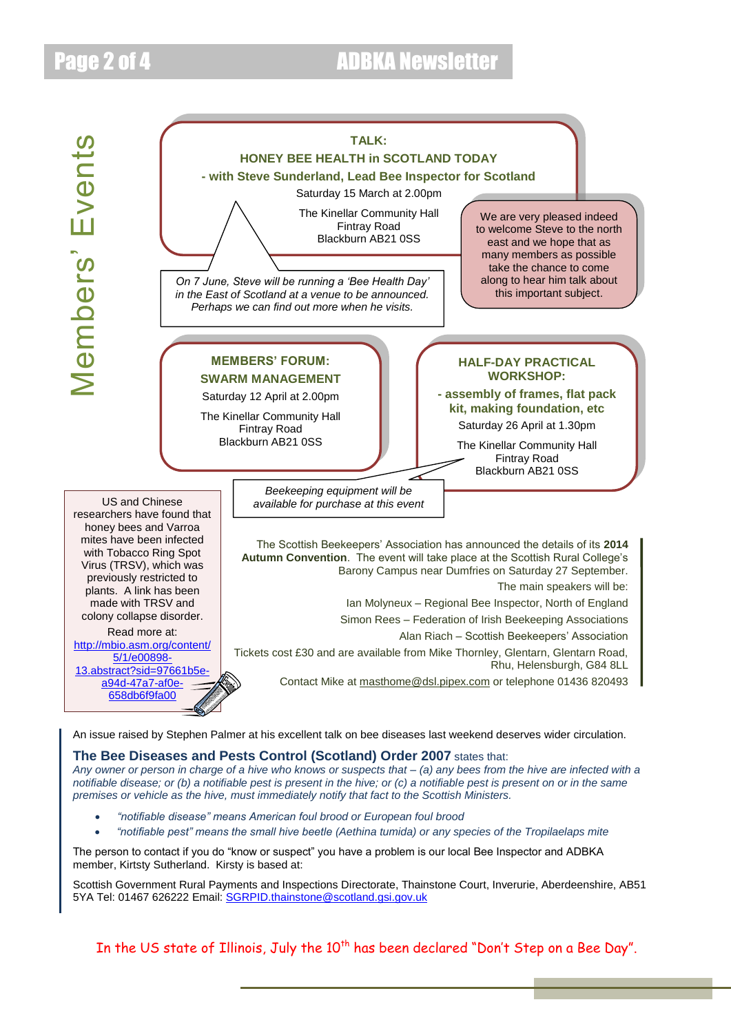# Members' Events

**TALK:**
**HONEY BEE HEALTH in SCOTLAND TODAY**
**- with Steve Sunderland, Lead Bee Inspector for Scotland**

Saturday 15 March at 2.00pm

The Kinellar Community Hall
Fintray Road
Blackburn AB21 0SS

*On 7 June, Steve will be running a 'Bee Health Day' in the East of Scotland at a venue to be announced. Perhaps we can find out more when he visits.*

We are very pleased indeed to welcome Steve to the north east and we hope that as many members as possible take the chance to come along to hear him talk about this important subject.

**MEMBERS' FORUM:**
**SWARM MANAGEMENT**

Saturday 12 April at 2.00pm

The Kinellar Community Hall
Fintray Road
Blackburn AB21 0SS

**HALF-DAY PRACTICAL WORKSHOP:**
**- assembly of frames, flat pack kit, making foundation, etc**

Saturday 26 April at 1.30pm

The Kinellar Community Hall
Fintray Road
Blackburn AB21 0SS

*Beekeeping equipment will be available for purchase at this event*

US and Chinese researchers have found that honey bees and Varroa mites have been infected with Tobacco Ring Spot Virus (TRSV), which was previously restricted to plants. A link has been made with TRSV and colony collapse disorder.

Read more at: http://mbio.asm.org/content/5/1/e00898-13.abstract?sid=97661b5e-a94d-47a7-af0e-658db6f9fa00

The Scottish Beekeepers' Association has announced the details of its **2014 Autumn Convention**. The event will take place at the Scottish Rural College's Barony Campus near Dumfries on Saturday 27 September.

The main speakers will be:

Ian Molyneux – Regional Bee Inspector, North of England
Simon Rees – Federation of Irish Beekeeping Associations
Alan Riach – Scottish Beekeepers' Association

Tickets cost £30 and are available from Mike Thornley, Glentarn, Glentarn Road, Rhu, Helensburgh, G84 8LL

Contact Mike at masthome@dsl.pipex.com or telephone 01436 820493

An issue raised by Stephen Palmer at his excellent talk on bee diseases last weekend deserves wider circulation.

**The Bee Diseases and Pests Control (Scotland) Order 2007** states that:
*Any owner or person in charge of a hive who knows or suspects that – (a) any bees from the hive are infected with a notifiable disease; or (b) a notifiable pest is present in the hive; or (c) a notifiable pest is present on or in the same premises or vehicle as the hive, must immediately notify that fact to the Scottish Ministers.*

- *"notifiable disease" means American foul brood or European foul brood*
- *"notifiable pest" means the small hive beetle (Aethina tumida) or any species of the Tropilaelaps mite*

The person to contact if you do "know or suspect" you have a problem is our local Bee Inspector and ADBKA member, Kirtsty Sutherland. Kirsty is based at:

Scottish Government Rural Payments and Inspections Directorate, Thainstone Court, Inverurie, Aberdeenshire, AB51 5YA Tel: 01467 626222 Email: SGRPID.thainstone@scotland.gsi.gov.uk

In the US state of Illinois, July the 10th has been declared "Don't Step on a Bee Day".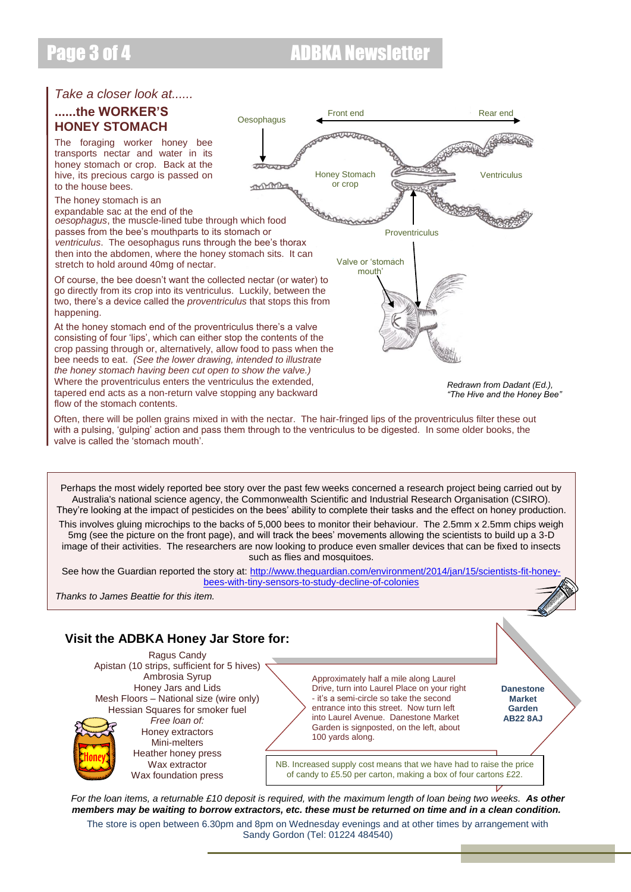*Take a closer look at......*

## ......the WORKER'S HONEY STOMACH

The foraging worker honey bee transports nectar and water in its honey stomach or crop. Back at the hive, its precious cargo is passed on to the house bees.

The honey stomach is an expandable sac at the end of the *oesophagus*, the muscle-lined tube through which food passes from the bee's mouthparts to its stomach or *ventriculus*. The oesophagus runs through the bee's thorax then into the abdomen, where the honey stomach sits. It can stretch to hold around 40mg of nectar.

Of course, the bee doesn't want the collected nectar (or water) to go directly from its crop into its ventriculus. Luckily, between the two, there's a device called the *proventriculus* that stops this from happening.

At the honey stomach end of the proventriculus there's a valve consisting of four 'lips', which can either stop the contents of the crop passing through or, alternatively, allow food to pass when the bee needs to eat. *(See the lower drawing, intended to illustrate the honey stomach having been cut open to show the valve.)* Where the proventriculus enters the ventriculus the extended, tapered end acts as a non-return valve stopping any backward flow of the stomach contents.

Oesophagus — Front end — Rear end — Honey Stomach or crop — Ventriculus — Proventriculus — Valve or 'stomach mouth'

*Redrawn from Dadant (Ed.), "The Hive and the Honey Bee"*

Often, there will be pollen grains mixed in with the nectar. The hair-fringed lips of the proventriculus filter these out with a pulsing, 'gulping' action and pass them through to the ventriculus to be digested. In some older books, the valve is called the 'stomach mouth'.

---

Perhaps the most widely reported bee story over the past few weeks concerned a research project being carried out by Australia's national science agency, the Commonwealth Scientific and Industrial Research Organisation (CSIRO). They're looking at the impact of pesticides on the bees' ability to complete their tasks and the effect on honey production.

This involves gluing microchips to the backs of 5,000 bees to monitor their behaviour. The 2.5mm x 2.5mm chips weigh 5mg (see the picture on the front page), and will track the bees' movements allowing the scientists to build up a 3-D image of their activities. The researchers are now looking to produce even smaller devices that can be fixed to insects such as flies and mosquitoes.

See how the Guardian reported the story at: http://www.theguardian.com/environment/2014/jan/15/scientists-fit-honey-bees-with-tiny-sensors-to-study-decline-of-colonies

*Thanks to James Beattie for this item.*

---

### Visit the ADBKA Honey Jar Store for:

Ragus Candy
Apistan (10 strips, sufficient for 5 hives)
Ambrosia Syrup
Honey Jars and Lids
Mesh Floors – National size (wire only)
Hessian Squares for smoker fuel
*Free loan of:*
Honey extractors
Mini-melters
Heather honey press
Wax extractor
Wax foundation press

Approximately half a mile along Laurel Drive, turn into Laurel Place on your right - it's a semi-circle so take the second entrance into this street. Now turn left into Laurel Avenue. Danestone Market Garden is signposted, on the left, about 100 yards along.

**Danestone Market Garden AB22 8AJ**

NB. Increased supply cost means that we have had to raise the price of candy to £5.50 per carton, making a box of four cartons £22.

*For the loan items, a returnable £10 deposit is required, with the maximum length of loan being two weeks.* ***As other members may be waiting to borrow extractors, etc. these must be returned on time and in a clean condition.***

The store is open between 6.30pm and 8pm on Wednesday evenings and at other times by arrangement with Sandy Gordon (Tel: 01224 484540)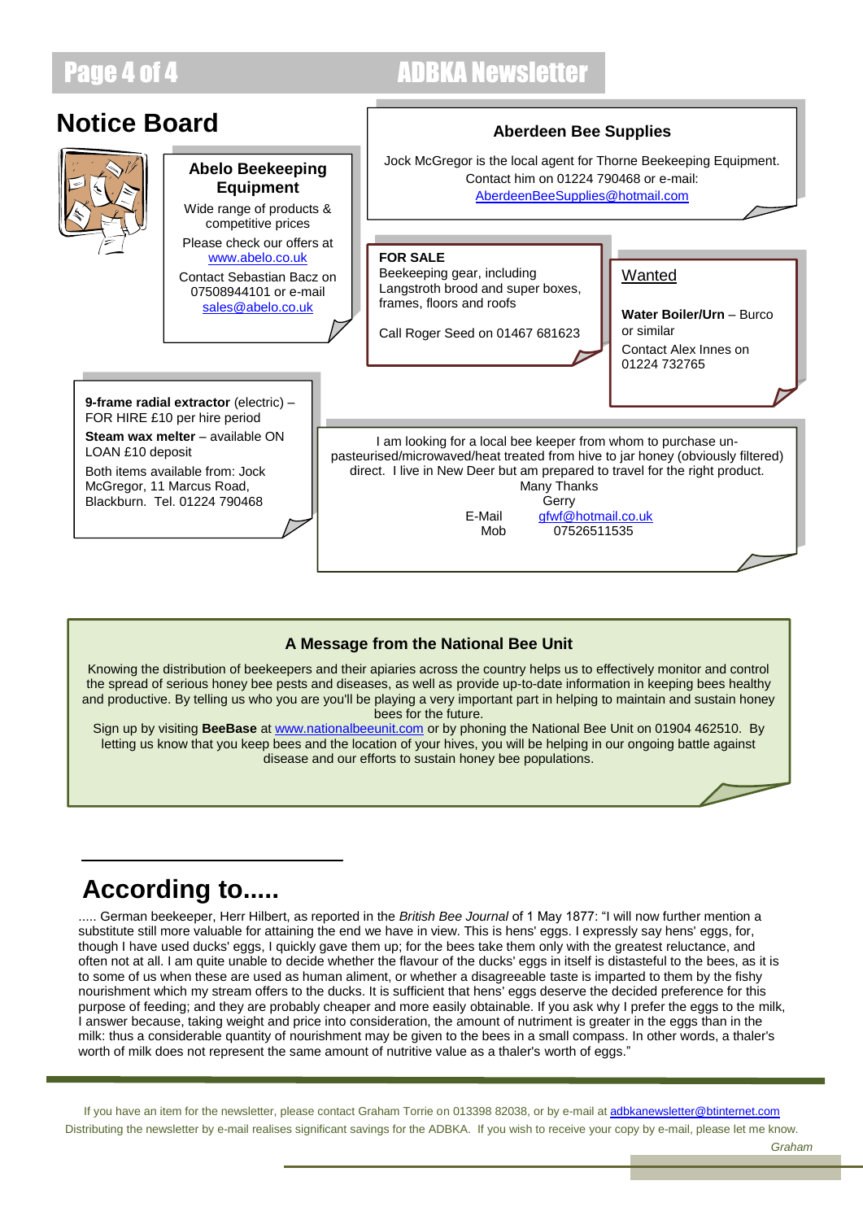# Notice Board

### Abelo Beekeeping Equipment

Wide range of products & competitive prices

Please check our offers at www.abelo.co.uk

Contact Sebastian Bacz on 07508944101 or e-mail sales@abelo.co.uk

### Aberdeen Bee Supplies

Jock McGregor is the local agent for Thorne Beekeeping Equipment. Contact him on 01224 790468 or e-mail: AberdeenBeeSupplies@hotmail.com

**FOR SALE**
Beekeeping gear, including Langstroth brood and super boxes, frames, floors and roofs

Call Roger Seed on 01467 681623

Wanted

**Water Boiler/Urn** – Burco or similar

Contact Alex Innes on 01224 732765

**9-frame radial extractor** (electric) – FOR HIRE £10 per hire period

**Steam wax melter** – available ON LOAN £10 deposit

Both items available from: Jock McGregor, 11 Marcus Road, Blackburn. Tel. 01224 790468

I am looking for a local bee keeper from whom to purchase un-pasteurised/microwaved/heat treated from hive to jar honey (obviously filtered) direct. I live in New Deer but am prepared to travel for the right product.

Many Thanks

Gerry

E-Mail gfwf@hotmail.co.uk

Mob 07526511535

### A Message from the National Bee Unit

Knowing the distribution of beekeepers and their apiaries across the country helps us to effectively monitor and control the spread of serious honey bee pests and diseases, as well as provide up-to-date information in keeping bees healthy and productive. By telling us who you are you'll be playing a very important part in helping to maintain and sustain honey bees for the future.

Sign up by visiting **BeeBase** at www.nationalbeeunit.com or by phoning the National Bee Unit on 01904 462510. By letting us know that you keep bees and the location of your hives, you will be helping in our ongoing battle against disease and our efforts to sustain honey bee populations.

# According to.....

..... German beekeeper, Herr Hilbert, as reported in the *British Bee Journal* of 1 May 1877: "I will now further mention a substitute still more valuable for attaining the end we have in view. This is hens' eggs. I expressly say hens' eggs, for, though I have used ducks' eggs, I quickly gave them up; for the bees take them only with the greatest reluctance, and often not at all. I am quite unable to decide whether the flavour of the ducks' eggs in itself is distasteful to the bees, as it is to some of us when these are used as human aliment, or whether a disagreeable taste is imparted to them by the fishy nourishment which my stream offers to the ducks. It is sufficient that hens' eggs deserve the decided preference for this purpose of feeding; and they are probably cheaper and more easily obtainable. If you ask why I prefer the eggs to the milk, I answer because, taking weight and price into consideration, the amount of nutriment is greater in the eggs than in the milk: thus a considerable quantity of nourishment may be given to the bees in a small compass. In other words, a thaler's worth of milk does not represent the same amount of nutritive value as a thaler's worth of eggs."

If you have an item for the newsletter, please contact Graham Torrie on 013398 82038, or by e-mail at adbkanewsletter@btinternet.com
Distributing the newsletter by e-mail realises significant savings for the ADBKA. If you wish to receive your copy by e-mail, please let me know.

*Graham*